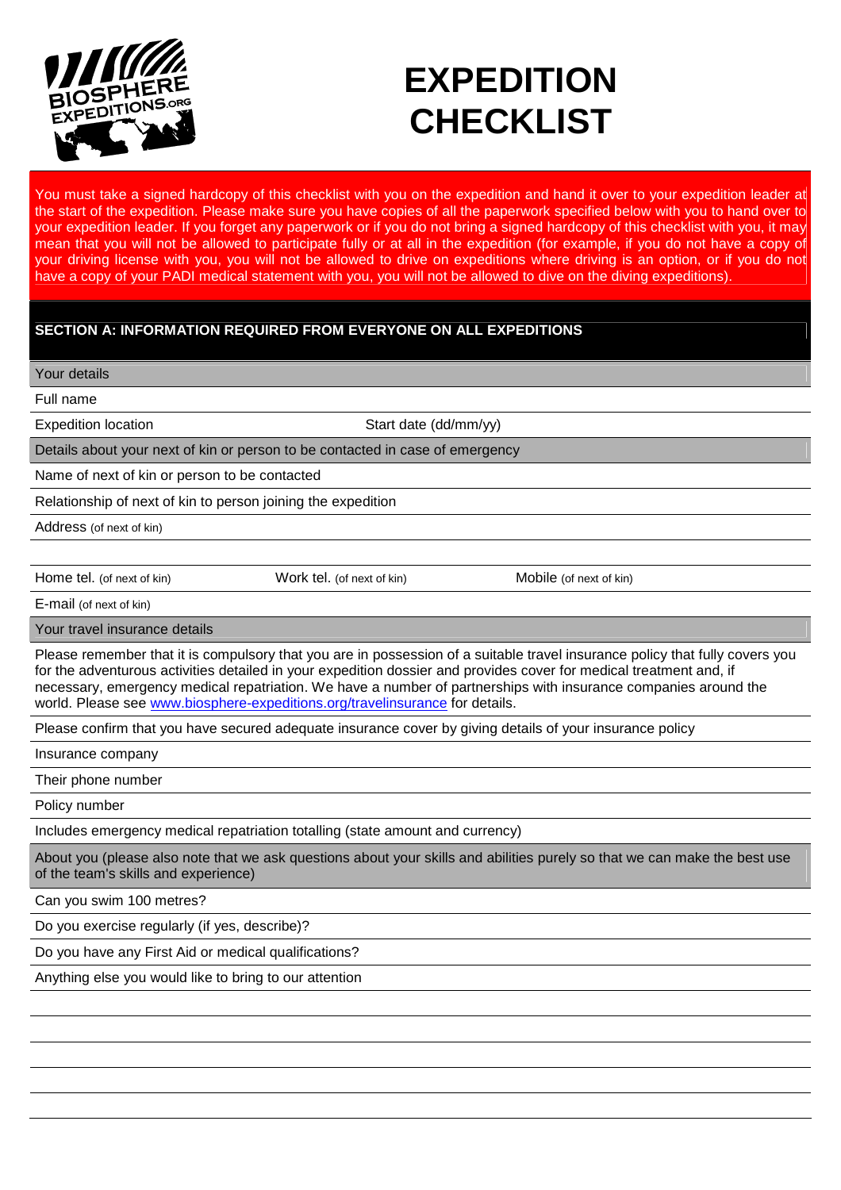# EXPEDITION CHECKLIST

You must take a signed hardcopy of this checklist with you on the expedition and hand it over to your expedition leader at the start of the expedition. Please make sure you have copies of all the paperwork specified below with you to hand over to your expedition leader. If you forget any paperwork or if you do not bring a signed hardcopy of this checklist with you, it may mean that you will not be allowed to participate fully or at all in the expedition (for example, if you do not have a copy of your driving license with you, you will not be allowed to drive on expeditions where driving is an option, or if you do not have a copy of your PADI medical statement with you, you will not be allowed to dive on the diving expeditions).

## SECTION A: INFORMATION REQUIRED FROM EVERYONE ON ALL EXPEDITIONS

### Your details

Full name

Expedition location Start date (dd/mm/yy)

### Details about your next of kin or person to be contacted in case of emergency

Name of next of kin or person to be contacted

Relationship of next of kin to person joining the expedition

Address (of next of kin)

Home tel. (of next of kin) Work tel. (of next of kin) Mobile (of next of kin)

E-mail (of next of kin)

### Your travel insurance details

Please remember that it is compulsory that you are in possession of a suitable travel insurance policy that fully covers you for the adventurous activities detailed in your expedition dossier and provides cover for medical treatment and, if necessary, emergency medical repatriation. We have a number of partnerships with insurance companies around the world. Please see www.biosphere-expeditions.org/travelinsurance for details.

Please confirm that you have secured adequate insurance cover by giving details of your insurance policy

Insurance company

Their phone number

Policy number

Includes emergency medical repatriation totalling (state amount and currency)

### About you (please also note that we ask questions about your skills and abilities purely so that we can make the best use of the team's skills and experience)

Can you swim 100 metres?

Do you exercise regularly (if yes, describe)?

Do you have any First Aid or medical qualifications?

Anything else you would like to bring to our attention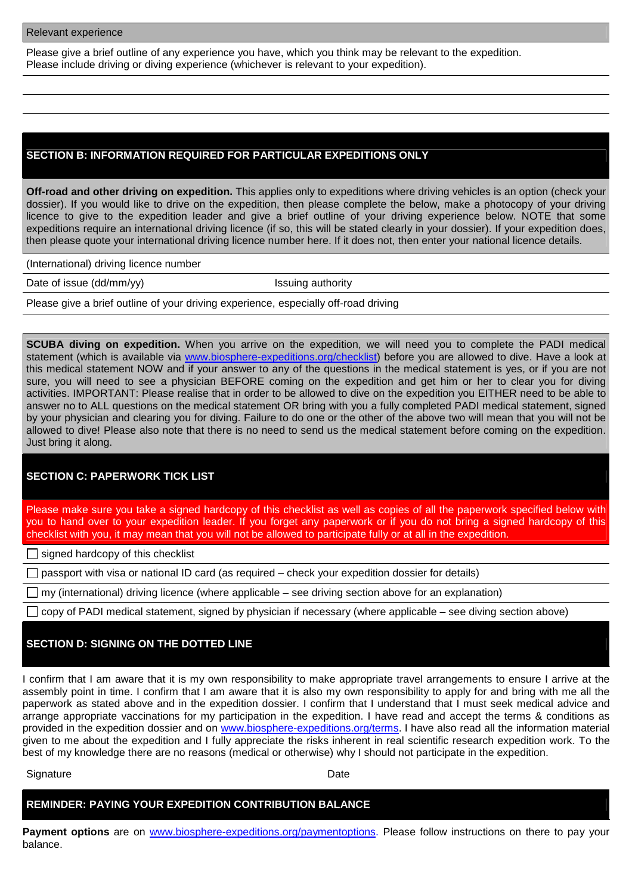Relevant experience

Please give a brief outline of any experience you have, which you think may be relevant to the expedition.
Please include driving or diving experience (whichever is relevant to your expedition).

## SECTION B: INFORMATION REQUIRED FOR PARTICULAR EXPEDITIONS ONLY

**Off-road and other driving on expedition.** This applies only to expeditions where driving vehicles is an option (check your dossier). If you would like to drive on the expedition, then please complete the below, make a photocopy of your driving licence to give to the expedition leader and give a brief outline of your driving experience below. NOTE that some expeditions require an international driving licence (if so, this will be stated clearly in your dossier). If your expedition does, then please quote your international driving licence number here. If it does not, then enter your national licence details.

(International) driving licence number

Date of issue (dd/mm/yy) Issuing authority

Please give a brief outline of your driving experience, especially off-road driving

**SCUBA diving on expedition.** When you arrive on the expedition, we will need you to complete the PADI medical statement (which is available via www.biosphere-expeditions.org/checklist) before you are allowed to dive. Have a look at this medical statement NOW and if your answer to any of the questions in the medical statement is yes, or if you are not sure, you will need to see a physician BEFORE coming on the expedition and get him or her to clear you for diving activities. IMPORTANT: Please realise that in order to be allowed to dive on the expedition you EITHER need to be able to answer no to ALL questions on the medical statement OR bring with you a fully completed PADI medical statement, signed by your physician and clearing you for diving. Failure to do one or the other of the above two will mean that you will not be allowed to dive! Please also note that there is no need to send us the medical statement before coming on the expedition. Just bring it along.

## SECTION C: PAPERWORK TICK LIST

Please make sure you take a signed hardcopy of this checklist as well as copies of all the paperwork specified below with you to hand over to your expedition leader. If you forget any paperwork or if you do not bring a signed hardcopy of this checklist with you, it may mean that you will not be allowed to participate fully or at all in the expedition.

- [ ] signed hardcopy of this checklist
- [ ] passport with visa or national ID card (as required – check your expedition dossier for details)
- [ ] my (international) driving licence (where applicable – see driving section above for an explanation)
- [ ] copy of PADI medical statement, signed by physician if necessary (where applicable – see diving section above)

## SECTION D: SIGNING ON THE DOTTED LINE

I confirm that I am aware that it is my own responsibility to make appropriate travel arrangements to ensure I arrive at the assembly point in time. I confirm that I am aware that it is also my own responsibility to apply for and bring with me all the paperwork as stated above and in the expedition dossier. I confirm that I understand that I must seek medical advice and arrange appropriate vaccinations for my participation in the expedition. I have read and accept the terms & conditions as provided in the expedition dossier and on www.biosphere-expeditions.org/terms. I have also read all the information material given to me about the expedition and I fully appreciate the risks inherent in real scientific research expedition work. To the best of my knowledge there are no reasons (medical or otherwise) why I should not participate in the expedition.

Signature Date

## REMINDER: PAYING YOUR EXPEDITION CONTRIBUTION BALANCE

**Payment options** are on www.biosphere-expeditions.org/paymentoptions. Please follow instructions on there to pay your balance.